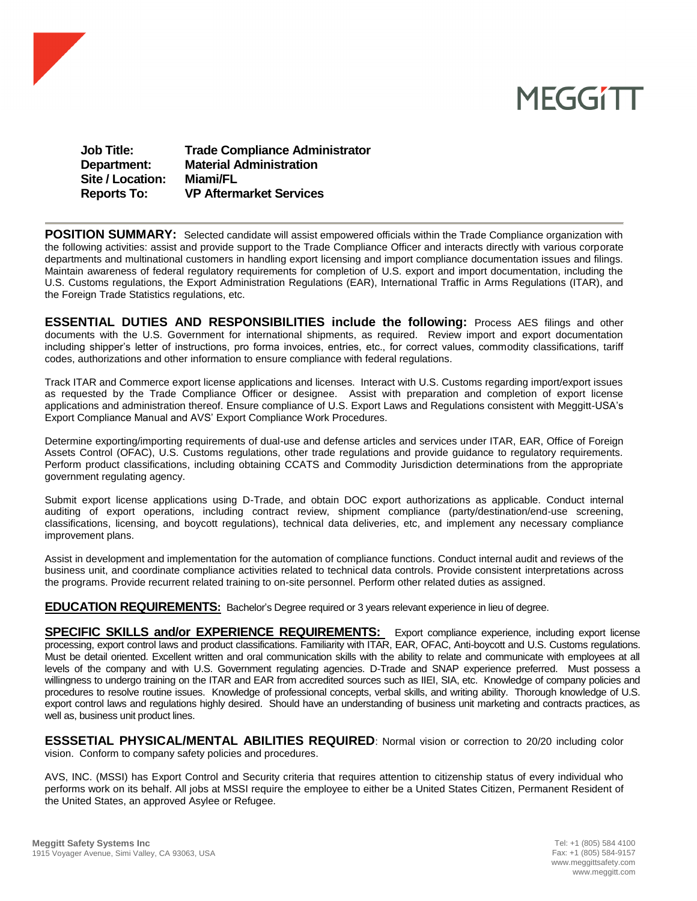MEGGiTT

**Job Title:** Trade Compliance Administrator
**Department:** Material Administration
**Site / Location:** Miami/FL
**Reports To:** VP Aftermarket Services

---

**POSITION SUMMARY:** Selected candidate will assist empowered officials within the Trade Compliance organization with the following activities: assist and provide support to the Trade Compliance Officer and interacts directly with various corporate departments and multinational customers in handling export licensing and import compliance documentation issues and filings. Maintain awareness of federal regulatory requirements for completion of U.S. export and import documentation, including the U.S. Customs regulations, the Export Administration Regulations (EAR), International Traffic in Arms Regulations (ITAR), and the Foreign Trade Statistics regulations, etc.

**ESSENTIAL DUTIES AND RESPONSIBILITIES include the following:** Process AES filings and other documents with the U.S. Government for international shipments, as required. Review import and export documentation including shipper's letter of instructions, pro forma invoices, entries, etc., for correct values, commodity classifications, tariff codes, authorizations and other information to ensure compliance with federal regulations.

Track ITAR and Commerce export license applications and licenses. Interact with U.S. Customs regarding import/export issues as requested by the Trade Compliance Officer or designee. Assist with preparation and completion of export license applications and administration thereof. Ensure compliance of U.S. Export Laws and Regulations consistent with Meggitt-USA's Export Compliance Manual and AVS' Export Compliance Work Procedures.

Determine exporting/importing requirements of dual-use and defense articles and services under ITAR, EAR, Office of Foreign Assets Control (OFAC), U.S. Customs regulations, other trade regulations and provide guidance to regulatory requirements. Perform product classifications, including obtaining CCATS and Commodity Jurisdiction determinations from the appropriate government regulating agency.

Submit export license applications using D-Trade, and obtain DOC export authorizations as applicable. Conduct internal auditing of export operations, including contract review, shipment compliance (party/destination/end-use screening, classifications, licensing, and boycott regulations), technical data deliveries, etc, and implement any necessary compliance improvement plans.

Assist in development and implementation for the automation of compliance functions. Conduct internal audit and reviews of the business unit, and coordinate compliance activities related to technical data controls. Provide consistent interpretations across the programs. Provide recurrent related training to on-site personnel. Perform other related duties as assigned.

**EDUCATION REQUIREMENTS:** Bachelor's Degree required or 3 years relevant experience in lieu of degree.

**SPECIFIC SKILLS and/or EXPERIENCE REQUIREMENTS:** Export compliance experience, including export license processing, export control laws and product classifications. Familiarity with ITAR, EAR, OFAC, Anti-boycott and U.S. Customs regulations. Must be detail oriented. Excellent written and oral communication skills with the ability to relate and communicate with employees at all levels of the company and with U.S. Government regulating agencies. D-Trade and SNAP experience preferred. Must possess a willingness to undergo training on the ITAR and EAR from accredited sources such as IIEI, SIA, etc. Knowledge of company policies and procedures to resolve routine issues. Knowledge of professional concepts, verbal skills, and writing ability. Thorough knowledge of U.S. export control laws and regulations highly desired. Should have an understanding of business unit marketing and contracts practices, as well as, business unit product lines.

**ESSSETIAL PHYSICAL/MENTAL ABILITIES REQUIRED**: Normal vision or correction to 20/20 including color vision. Conform to company safety policies and procedures.

AVS, INC. (MSSI) has Export Control and Security criteria that requires attention to citizenship status of every individual who performs work on its behalf. All jobs at MSSI require the employee to either be a United States Citizen, Permanent Resident of the United States, an approved Asylee or Refugee.

**Meggitt Safety Systems Inc**
1915 Voyager Avenue, Simi Valley, CA 93063, USA

Tel: +1 (805) 584 4100
Fax: +1 (805) 584-9157
www.meggittsafety.com
www.meggitt.com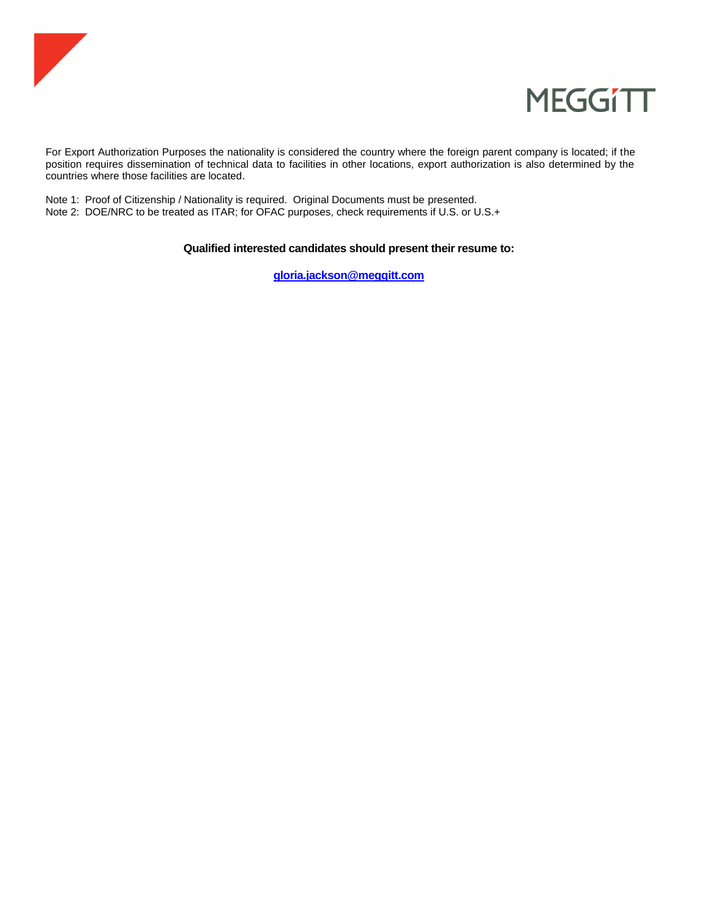For Export Authorization Purposes the nationality is considered the country where the foreign parent company is located; if the position requires dissemination of technical data to facilities in other locations, export authorization is also determined by the countries where those facilities are located.

Note 1: Proof of Citizenship / Nationality is required. Original Documents must be presented.
Note 2: DOE/NRC to be treated as ITAR; for OFAC purposes, check requirements if U.S. or U.S.+

**Qualified interested candidates should present their resume to:**

**gloria.jackson@meggitt.com**